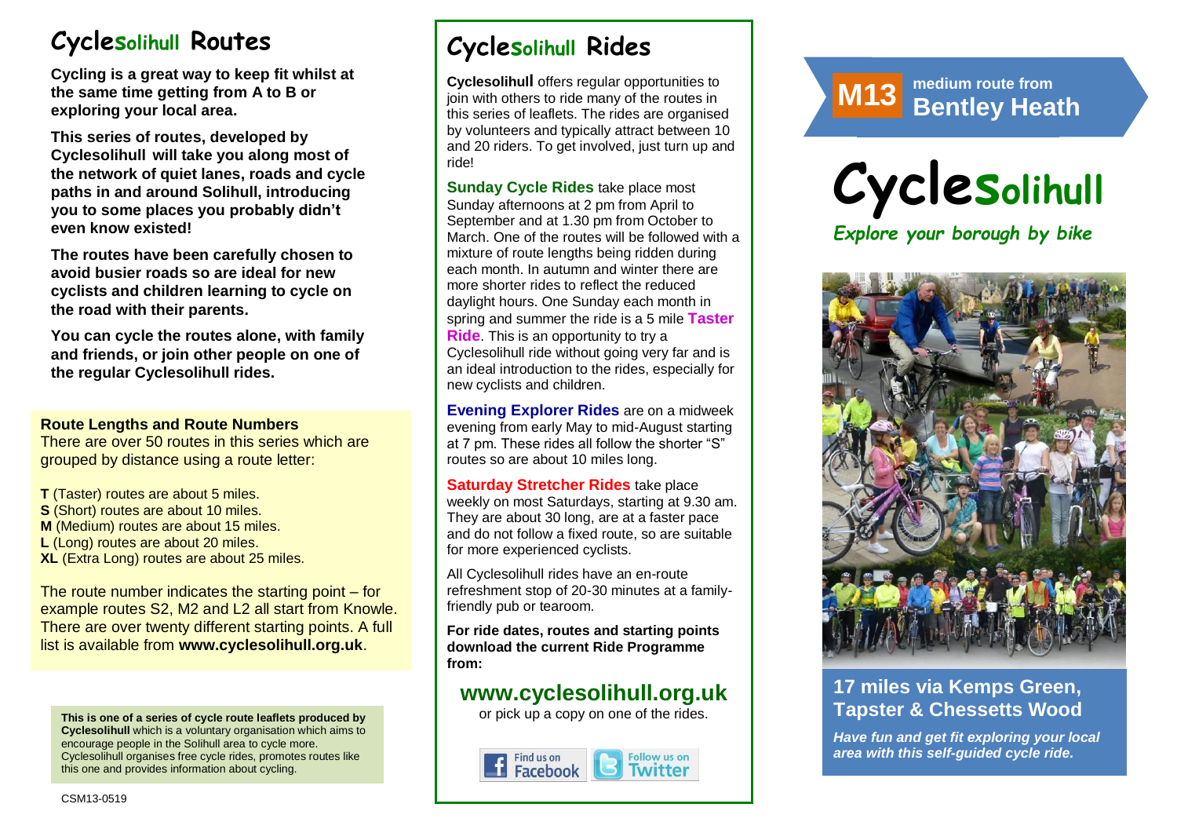# Cyclesolihull Routes

**Cycling is a great way to keep fit whilst at the same time getting from A to B or exploring your local area.**

**This series of routes, developed by Cyclesolihull will take you along most of the network of quiet lanes, roads and cycle paths in and around Solihull, introducing you to some places you probably didn't even know existed!**

**The routes have been carefully chosen to avoid busier roads so are ideal for new cyclists and children learning to cycle on the road with their parents.**

**You can cycle the routes alone, with family and friends, or join other people on one of the regular Cyclesolihull rides.**

**Route Lengths and Route Numbers**

There are over 50 routes in this series which are grouped by distance using a route letter:

**T** (Taster) routes are about 5 miles.
**S** (Short) routes are about 10 miles.
**M** (Medium) routes are about 15 miles.
**L** (Long) routes are about 20 miles.
**XL** (Extra Long) routes are about 25 miles.

The route number indicates the starting point – for example routes S2, M2 and L2 all start from Knowle. There are over twenty different starting points. A full list is available from **www.cyclesolihull.org.uk**.

**This is one of a series of cycle route leaflets produced by Cyclesolihull** which is a voluntary organisation which aims to encourage people in the Solihull area to cycle more. Cyclesolihull organises free cycle rides, promotes routes like this one and provides information about cycling.

CSM13-0519

# Cyclesolihull Rides

**Cyclesolihull** offers regular opportunities to join with others to ride many of the routes in this series of leaflets. The rides are organised by volunteers and typically attract between 10 and 20 riders. To get involved, just turn up and ride!

**Sunday Cycle Rides** take place most Sunday afternoons at 2 pm from April to September and at 1.30 pm from October to March. One of the routes will be followed with a mixture of route lengths being ridden during each month. In autumn and winter there are more shorter rides to reflect the reduced daylight hours. One Sunday each month in spring and summer the ride is a 5 mile **Taster Ride**. This is an opportunity to try a Cyclesolihull ride without going very far and is an ideal introduction to the rides, especially for new cyclists and children.

**Evening Explorer Rides** are on a midweek evening from early May to mid-August starting at 7 pm. These rides all follow the shorter "S" routes so are about 10 miles long.

**Saturday Stretcher Rides** take place weekly on most Saturdays, starting at 9.30 am. They are about 30 long, are at a faster pace and do not follow a fixed route, so are suitable for more experienced cyclists.

All Cyclesolihull rides have an en-route refreshment stop of 20-30 minutes at a family-friendly pub or tearoom.

**For ride dates, routes and starting points download the current Ride Programme from:**

## www.cyclesolihull.org.uk

or pick up a copy on one of the rides.

Find us on Facebook | Follow us on Twitter

## M13 medium route from Bentley Heath

# Cyclesolihull

*Explore your borough by bike*

## 17 miles via Kemps Green, Tapster & Chessetts Wood

*Have fun and get fit exploring your local area with this self-guided cycle ride.*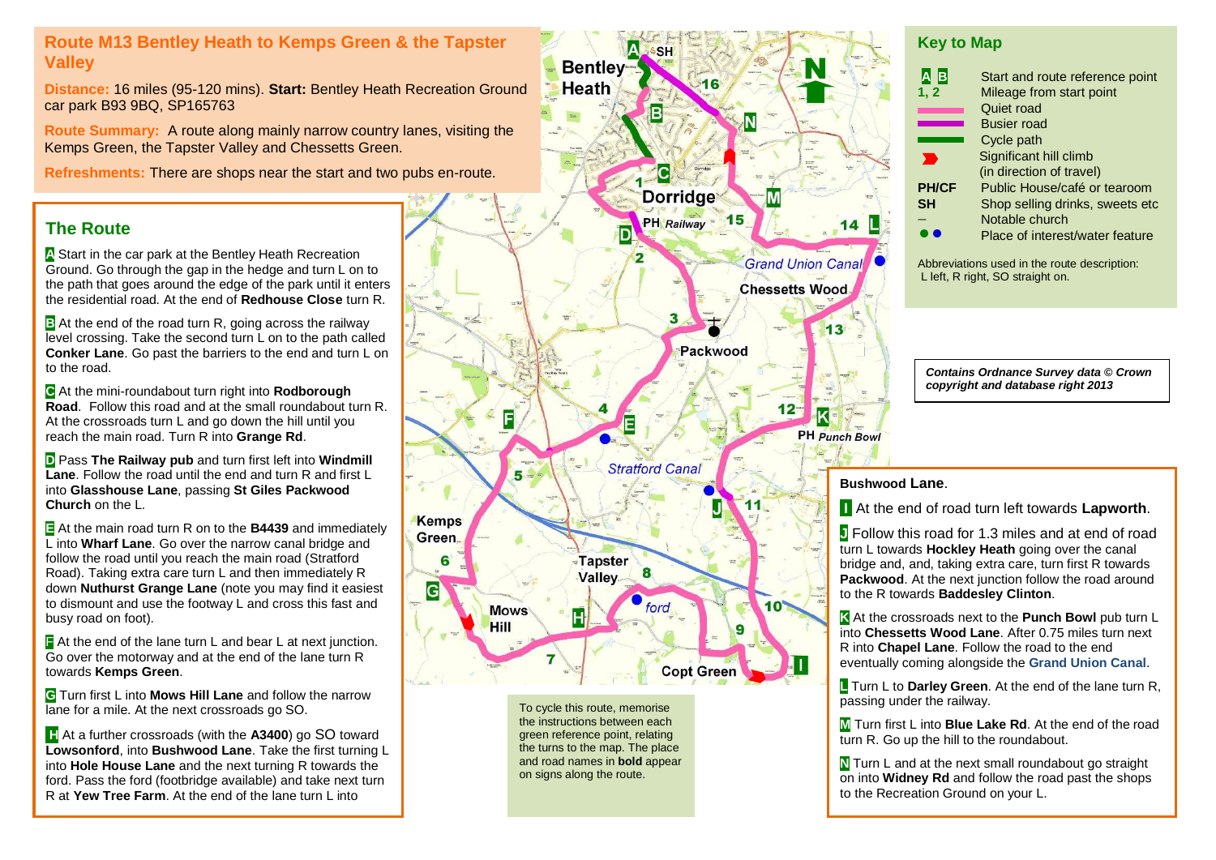# Route M13 Bentley Heath to Kemps Green & the Tapster Valley

**Distance:** 16 miles (95-120 mins). **Start:** Bentley Heath Recreation Ground car park B93 9BQ, SP165763

**Route Summary:** A route along mainly narrow country lanes, visiting the Kemps Green, the Tapster Valley and Chessetts Green.

**Refreshments:** There are shops near the start and two pubs en-route.

## The Route

**A** Start in the car park at the Bentley Heath Recreation Ground. Go through the gap in the hedge and turn L on to the path that goes around the edge of the park until it enters the residential road. At the end of **Redhouse Close** turn R.

**B** At the end of the road turn R, going across the railway level crossing. Take the second turn L on to the path called **Conker Lane**. Go past the barriers to the end and turn L on to the road.

**C** At the mini-roundabout turn right into **Rodborough Road**. Follow this road and at the small roundabout turn R. At the crossroads turn L and go down the hill until you reach the main road. Turn R into **Grange Rd**.

**D** Pass **The Railway pub** and turn first left into **Windmill Lane**. Follow the road until the end and turn R and first L into **Glasshouse Lane**, passing **St Giles Packwood Church** on the L.

**E** At the main road turn R on to the **B4439** and immediately L into **Wharf Lane**. Go over the narrow canal bridge and follow the road until you reach the main road (Stratford Road). Taking extra care turn L and then immediately R down **Nuthurst Grange Lane** (note you may find it easiest to dismount and use the footway L and cross this fast and busy road on foot).

**F** At the end of the lane turn L and bear L at next junction. Go over the motorway and at the end of the lane turn R towards **Kemps Green**.

**G** Turn first L into **Mows Hill Lane** and follow the narrow lane for a mile. At the next crossroads go SO.

**H** At a further crossroads (with the **A3400**) go SO toward **Lowsonford**, into **Bushwood Lane**. Take the first turning L into **Hole House Lane** and the next turning R towards the ford. Pass the ford (footbridge available) and take next turn R at **Yew Tree Farm**. At the end of the lane turn L into **Bushwood Lane**.

**I** At the end of road turn left towards **Lapworth**.

**J** Follow this road for 1.3 miles and at end of road turn L towards **Hockley Heath** going over the canal bridge and, and, taking extra care, turn first R towards **Packwood**. At the next junction follow the road around to the R towards **Baddesley Clinton**.

**K** At the crossroads next to the **Punch Bowl** pub turn L into **Chessetts Wood Lane**. After 0.75 miles turn next R into **Chapel Lane**. Follow the road to the end eventually coming alongside the **Grand Union Canal**.

**L** Turn L to **Darley Green**. At the end of the lane turn R, passing under the railway.

**M** Turn first L into **Blue Lake Rd**. At the end of the road turn R. Go up the hill to the roundabout.

**N** Turn L and at the next small roundabout go straight on into **Widney Rd** and follow the road past the shops to the Recreation Ground on your L.

Bentley Heath
SH
A
B
16
N
C
1
Dorridge
PH Railway
D
2
15
M
14
L
Grand Union Canal
Chessetts Wood
3
Packwood
13
4
E
F
12
K
PH Punch Bowl
Stratford Canal
5
J
11
Kemps Green
6
G
Tapster Valley
8
ford
Mows Hill
H
10
9
7
Copt Green
I

To cycle this route, memorise the instructions between each green reference point, relating the turns to the map. The place and road names in **bold** appear on signs along the route.

## Key to Map

| | |
|---|---|
| A B / 1, 2 | Start and route reference point / Mileage from start point |
| | Quiet road |
| | Busier road |
| | Cycle path |
| | Significant hill climb (in direction of travel) |
| PH/CF | Public House/café or tearoom |
| SH | Shop selling drinks, sweets etc |
| | Notable church |
| | Place of interest/water feature |

Abbreviations used in the route description: L left, R right, SO straight on.

*Contains Ordnance Survey data © Crown copyright and database right 2013*